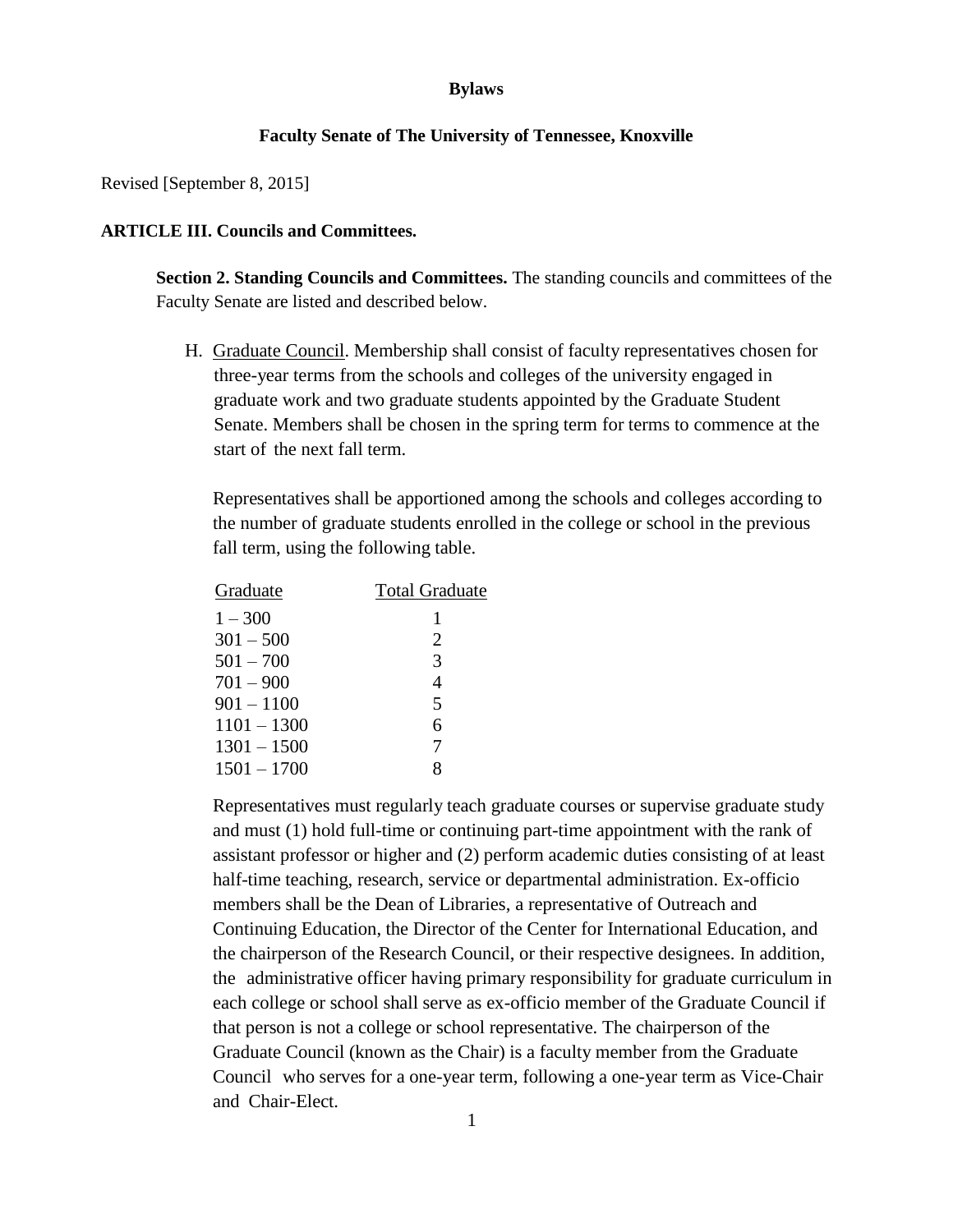**Bylaws**

**Faculty Senate of The University of Tennessee, Knoxville**

Revised [September 8, 2015]

**ARTICLE III. Councils and Committees.**

**Section 2. Standing Councils and Committees.** The standing councils and committees of the Faculty Senate are listed and described below.

H. Graduate Council. Membership shall consist of faculty representatives chosen for three-year terms from the schools and colleges of the university engaged in graduate work and two graduate students appointed by the Graduate Student Senate. Members shall be chosen in the spring term for terms to commence at the start of the next fall term.

Representatives shall be apportioned among the schools and colleges according to the number of graduate students enrolled in the college or school in the previous fall term, using the following table.

| Graduate | Total Graduate |
|---|---|
| 1 – 300 | 1 |
| 301 – 500 | 2 |
| 501 – 700 | 3 |
| 701 – 900 | 4 |
| 901 – 1100 | 5 |
| 1101 – 1300 | 6 |
| 1301 – 1500 | 7 |
| 1501 – 1700 | 8 |

Representatives must regularly teach graduate courses or supervise graduate study and must (1) hold full-time or continuing part-time appointment with the rank of assistant professor or higher and (2) perform academic duties consisting of at least half-time teaching, research, service or departmental administration. Ex-officio members shall be the Dean of Libraries, a representative of Outreach and Continuing Education, the Director of the Center for International Education, and the chairperson of the Research Council, or their respective designees. In addition, the administrative officer having primary responsibility for graduate curriculum in each college or school shall serve as ex-officio member of the Graduate Council if that person is not a college or school representative. The chairperson of the Graduate Council (known as the Chair) is a faculty member from the Graduate Council who serves for a one-year term, following a one-year term as Vice-Chair and Chair-Elect.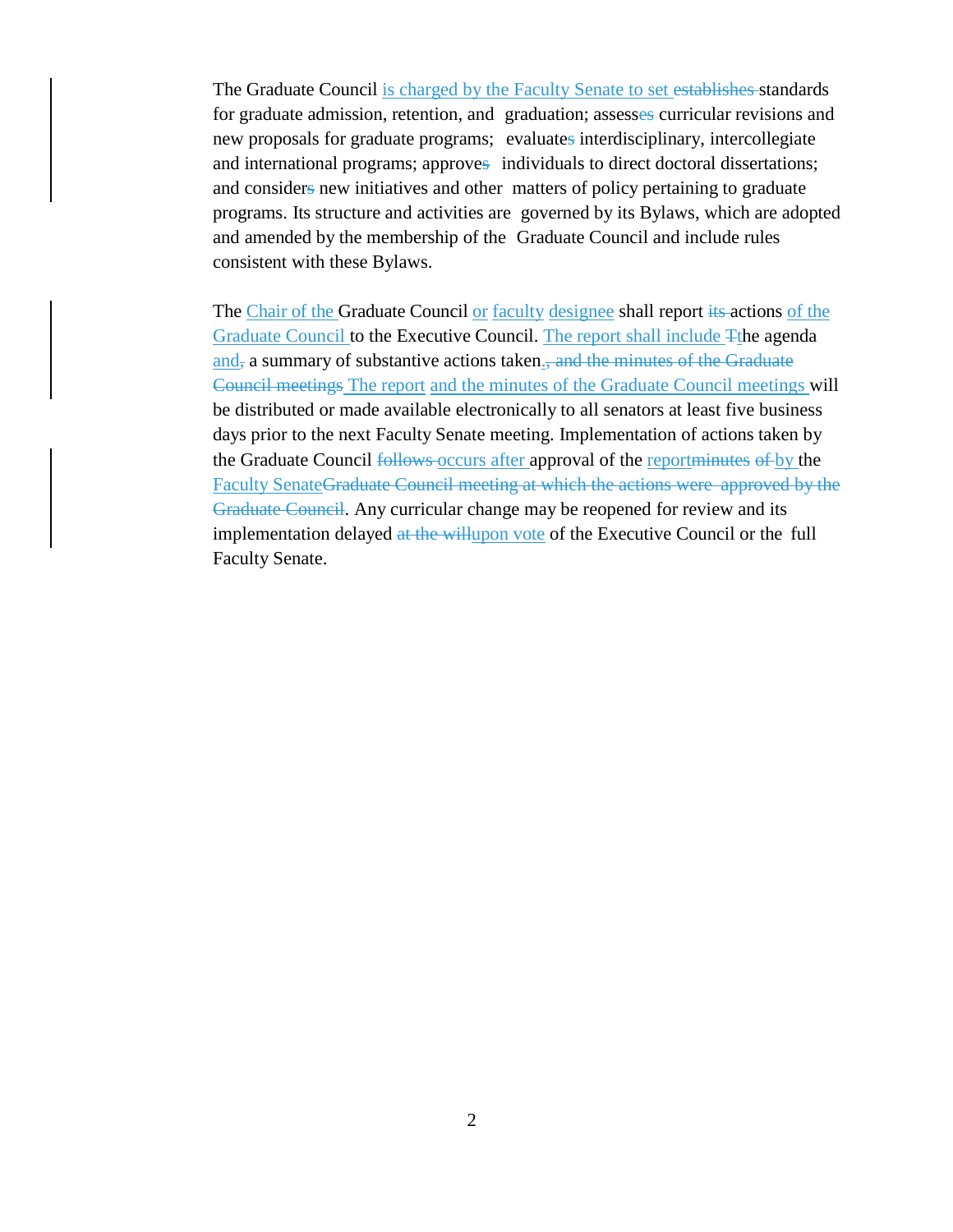The Graduate Council is charged by the Faculty Senate to set ~~establishes~~ standards for graduate admission, retention, and graduation; assess~~es~~ curricular revisions and new proposals for graduate programs; evaluate~~s~~ interdisciplinary, intercollegiate and international programs; approve~~s~~ individuals to direct doctoral dissertations; and consider~~s~~ new initiatives and other matters of policy pertaining to graduate programs. Its structure and activities are governed by its Bylaws, which are adopted and amended by the membership of the Graduate Council and include rules consistent with these Bylaws.

The Chair of the Graduate Council or faculty designee shall report ~~its~~ actions of the Graduate Council to the Executive Council. The report shall include ~~T~~the agenda and~~,~~ a summary of substantive actions taken.~~, and the minutes of the Graduate Council meetings~~ The report and the minutes of the Graduate Council meetings will be distributed or made available electronically to all senators at least five business days prior to the next Faculty Senate meeting. Implementation of actions taken by the Graduate Council ~~follows~~ occurs after approval of the report~~minutes of~~ by the Faculty Senate~~Graduate Council meeting at which the actions were approved by the Graduate Council~~. Any curricular change may be reopened for review and its implementation delayed ~~at the will~~upon vote of the Executive Council or the full Faculty Senate.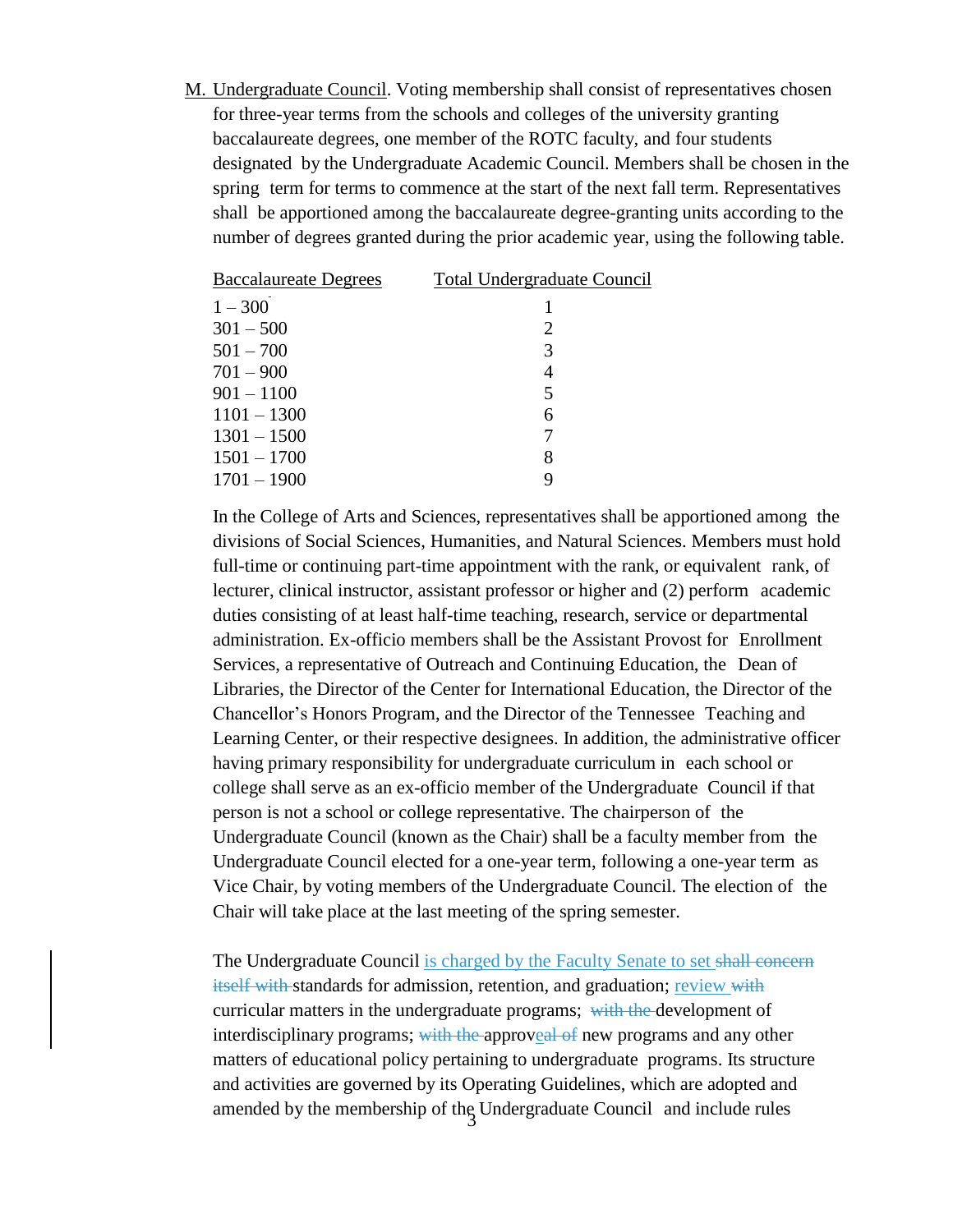M. Undergraduate Council. Voting membership shall consist of representatives chosen for three-year terms from the schools and colleges of the university granting baccalaureate degrees, one member of the ROTC faculty, and four students designated by the Undergraduate Academic Council. Members shall be chosen in the spring term for terms to commence at the start of the next fall term. Representatives shall be apportioned among the baccalaureate degree-granting units according to the number of degrees granted during the prior academic year, using the following table.

| Baccalaureate Degrees | Total Undergraduate Council |
|---|---|
| 1 – 300 | 1 |
| 301 – 500 | 2 |
| 501 – 700 | 3 |
| 701 – 900 | 4 |
| 901 – 1100 | 5 |
| 1101 – 1300 | 6 |
| 1301 – 1500 | 7 |
| 1501 – 1700 | 8 |
| 1701 – 1900 | 9 |

In the College of Arts and Sciences, representatives shall be apportioned among the divisions of Social Sciences, Humanities, and Natural Sciences. Members must hold full-time or continuing part-time appointment with the rank, or equivalent rank, of lecturer, clinical instructor, assistant professor or higher and (2) perform academic duties consisting of at least half-time teaching, research, service or departmental administration. Ex-officio members shall be the Assistant Provost for Enrollment Services, a representative of Outreach and Continuing Education, the Dean of Libraries, the Director of the Center for International Education, the Director of the Chancellor's Honors Program, and the Director of the Tennessee Teaching and Learning Center, or their respective designees. In addition, the administrative officer having primary responsibility for undergraduate curriculum in each school or college shall serve as an ex-officio member of the Undergraduate Council if that person is not a school or college representative. The chairperson of the Undergraduate Council (known as the Chair) shall be a faculty member from the Undergraduate Council elected for a one-year term, following a one-year term as Vice Chair, by voting members of the Undergraduate Council. The election of the Chair will take place at the last meeting of the spring semester.

The Undergraduate Council is charged by the Faculty Senate to set ~~shall concern itself with~~ standards for admission, retention, and graduation; review ~~with~~ curricular matters in the undergraduate programs; ~~with the~~ development of interdisciplinary programs; ~~with the~~ approveal ~~of~~ new programs and any other matters of educational policy pertaining to undergraduate programs. Its structure and activities are governed by its Operating Guidelines, which are adopted and amended by the membership of the Undergraduate Council and include rules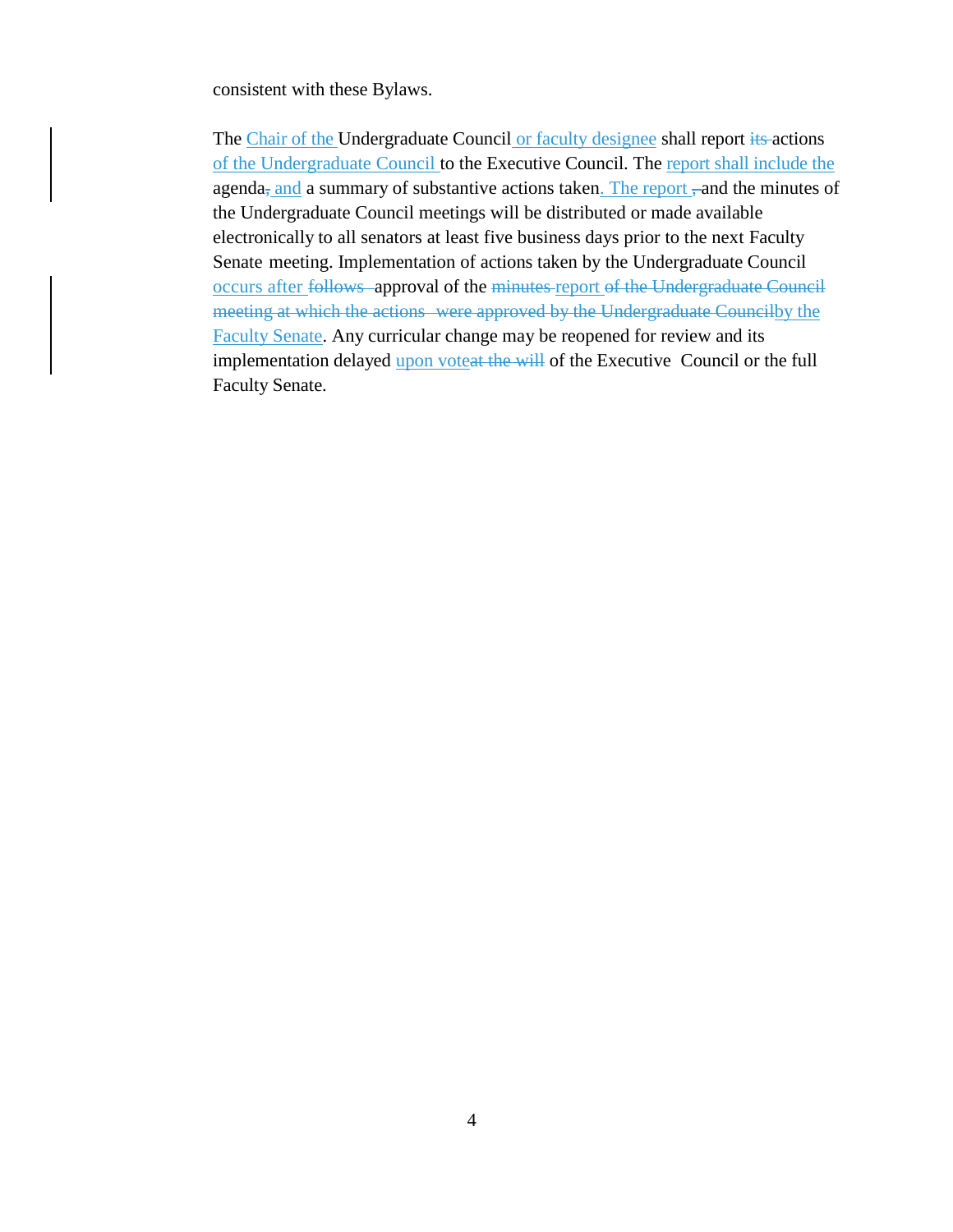consistent with these Bylaws.

The Chair of the Undergraduate Council or faculty designee shall report ~~its~~ actions of the Undergraduate Council to the Executive Council. The report shall include the agenda~~,~~ and a summary of substantive actions taken. The report ~~,~~ and the minutes of the Undergraduate Council meetings will be distributed or made available electronically to all senators at least five business days prior to the next Faculty Senate meeting. Implementation of actions taken by the Undergraduate Council occurs after ~~follows~~ approval of the ~~minutes~~ report ~~of the Undergraduate Council meeting at which the actions were approved by the Undergraduate Council~~by the Faculty Senate. Any curricular change may be reopened for review and its implementation delayed upon vote~~at the will~~ of the Executive Council or the full Faculty Senate.